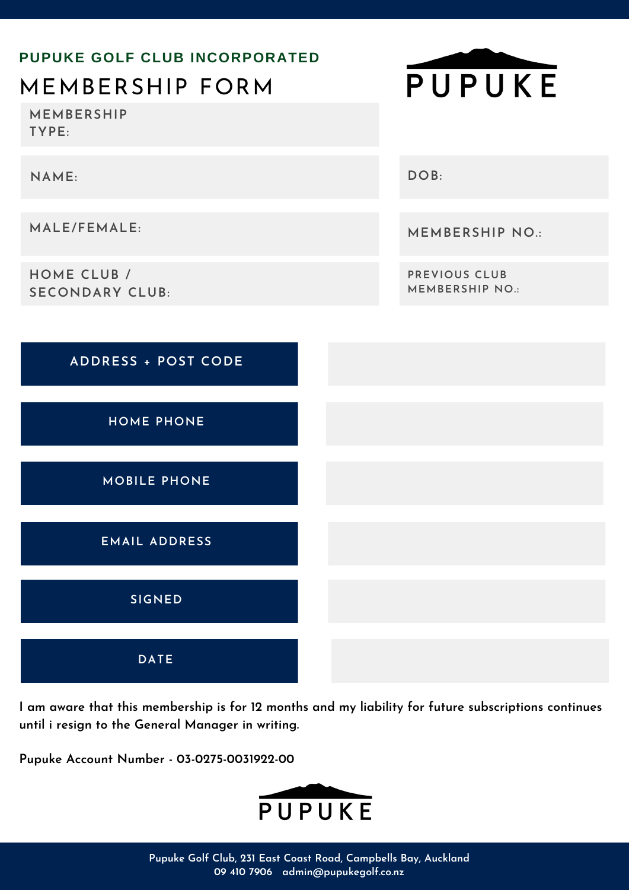**PUPUKE GOLF CLUB INCORPORATED**

# MEMBERSHIP FORM

PUPUKE

| | |
|---|---|
| MEMBERSHIP TYPE: | |
| NAME: | DOB: |
| MALE/FEMALE: | MEMBERSHIP NO.: |
| HOME CLUB / SECONDARY CLUB: | PREVIOUS CLUB MEMBERSHIP NO.: |

| | |
|---|---|
| ADDRESS + POST CODE | |
| HOME PHONE | |
| MOBILE PHONE | |
| EMAIL ADDRESS | |
| SIGNED | |
| DATE | |

**I am aware that this membership is for 12 months and my liability for future subscriptions continues until i resign to the General Manager in writing.**

**Pupuke Account Number - 03-0275-0031922-00**

PUPUKE

Pupuke Golf Club, 231 East Coast Road, Campbells Bay, Auckland
09 410 7906 admin@pupukegolf.co.nz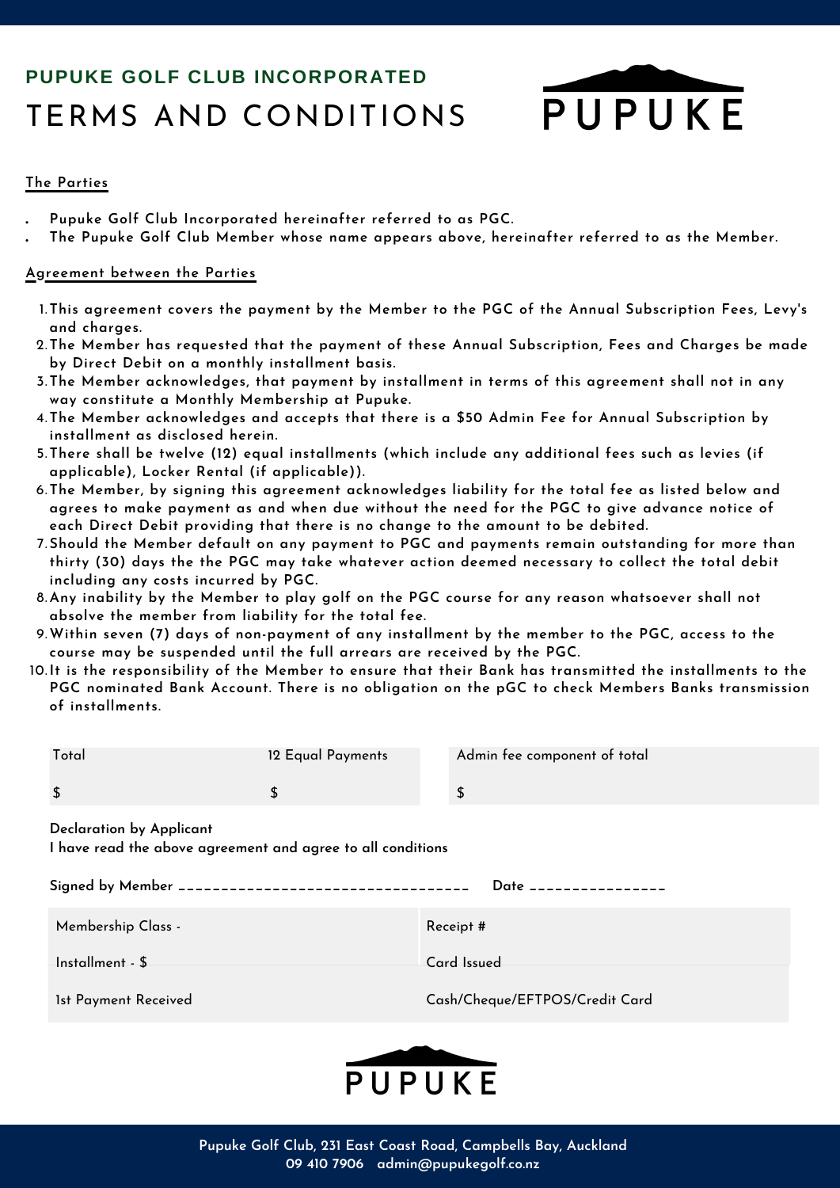## PUPUKE GOLF CLUB INCORPORATED

# TERMS AND CONDITIONS

PUPUKE

**The Parties**

- **Pupuke Golf Club Incorporated hereinafter referred to as PGC.**
- **The Pupuke Golf Club Member whose name appears above, hereinafter referred to as the Member.**

**Agreement between the Parties**

1. **This agreement covers the payment by the Member to the PGC of the Annual Subscription Fees, Levy's and charges.**
2. **The Member has requested that the payment of these Annual Subscription, Fees and Charges be made by Direct Debit on a monthly installment basis.**
3. **The Member acknowledges, that payment by installment in terms of this agreement shall not in any way constitute a Monthly Membership at Pupuke.**
4. **The Member acknowledges and accepts that there is a $50 Admin Fee for Annual Subscription by installment as disclosed herein.**
5. **There shall be twelve (12) equal installments (which include any additional fees such as levies (if applicable), Locker Rental (if applicable)).**
6. **The Member, by signing this agreement acknowledges liability for the total fee as listed below and agrees to make payment as and when due without the need for the PGC to give advance notice of each Direct Debit providing that there is no change to the amount to be debited.**
7. **Should the Member default on any payment to PGC and payments remain outstanding for more than thirty (30) days the the PGC may take whatever action deemed necessary to collect the total debit including any costs incurred by PGC.**
8. **Any inability by the Member to play golf on the PGC course for any reason whatsoever shall not absolve the member from liability for the total fee.**
9. **Within seven (7) days of non-payment of any installment by the member to the PGC, access to the course may be suspended until the full arrears are received by the PGC.**
10. **It is the responsibility of the Member to ensure that their Bank has transmitted the installments to the PGC nominated Bank Account. There is no obligation on the pGC to check Members Banks transmission of installments.**

| Total | 12 Equal Payments | Admin fee component of total |
|---|---|---|
| $ | $ | $ |

**Declaration by Applicant**
**I have read the above agreement and agree to all conditions**

**Signed by Member** ________________________________ **Date** _______________

| | |
|---|---|
| Membership Class - | Receipt # |
| Installment - $ | Card Issued |
| 1st Payment Received | Cash/Cheque/EFTPOS/Credit Card |

PUPUKE

**Pupuke Golf Club, 231 East Coast Road, Campbells Bay, Auckland**
**09 410 7906 admin@pupukegolf.co.nz**